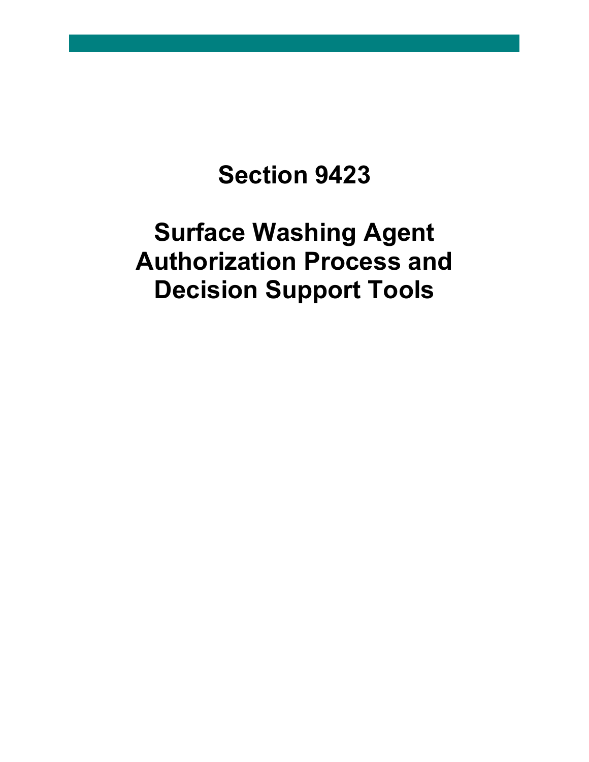# Section 9423

# Surface Washing Agent Authorization Process and Decision Support Tools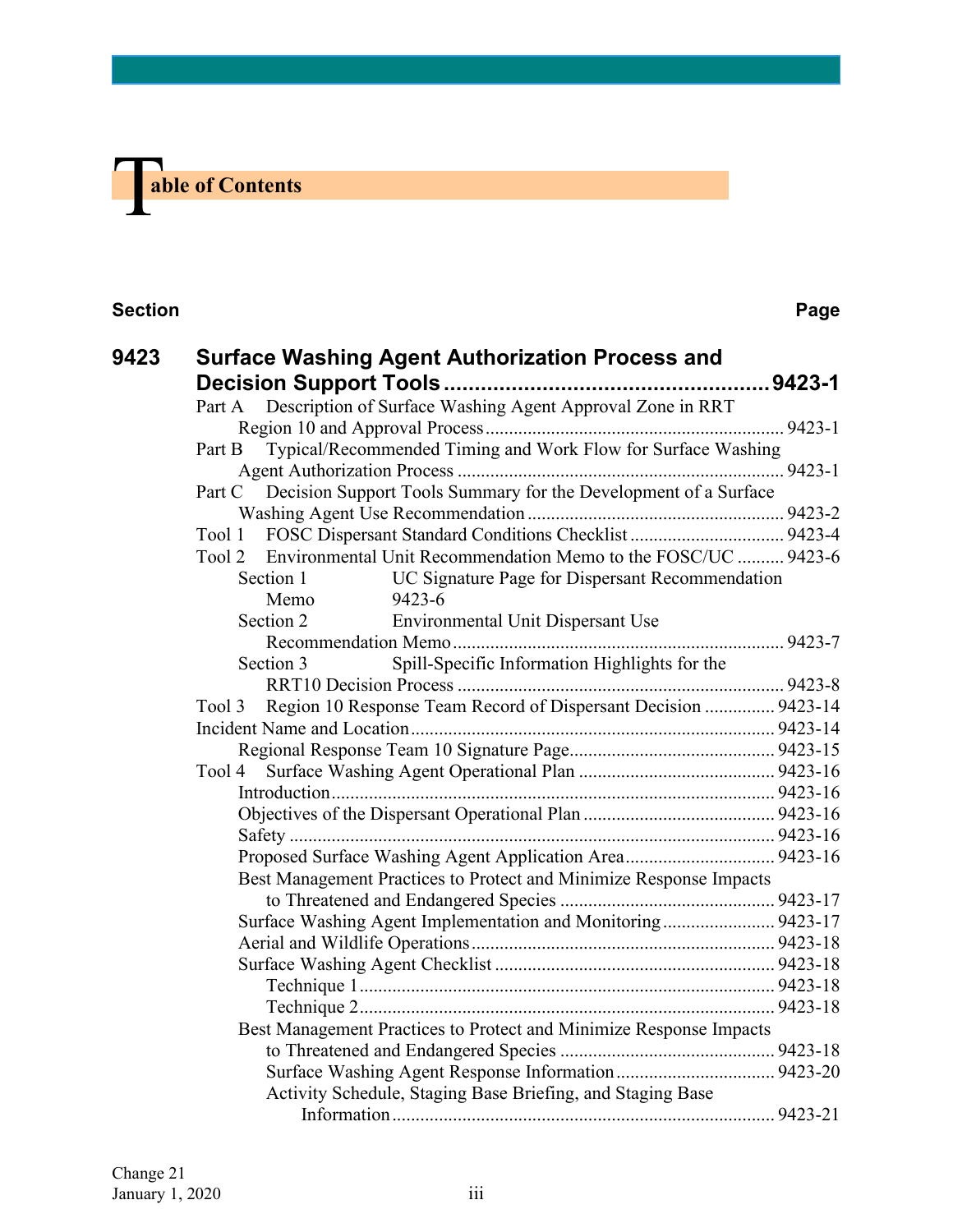# Table of Contents

**Section** **Page**

**9423 Surface Washing Agent Authorization Process and Decision Support Tools .................................................... 9423-1**

Part A Description of Surface Washing Agent Approval Zone in RRT Region 10 and Approval Process ................................................................ 9423-1

Part B Typical/Recommended Timing and Work Flow for Surface Washing Agent Authorization Process ..................................................................... 9423-1

Part C Decision Support Tools Summary for the Development of a Surface Washing Agent Use Recommendation ....................................................... 9423-2

Tool 1 FOSC Dispersant Standard Conditions Checklist ................................. 9423-4

Tool 2 Environmental Unit Recommendation Memo to the FOSC/UC .......... 9423-6

Section 1 UC Signature Page for Dispersant Recommendation Memo 9423-6

Section 2 Environmental Unit Dispersant Use Recommendation Memo ...................................................................... 9423-7

Section 3 Spill-Specific Information Highlights for the RRT10 Decision Process ..................................................................... 9423-8

Tool 3 Region 10 Response Team Record of Dispersant Decision ............... 9423-14

Incident Name and Location............................................................................. 9423-14

Regional Response Team 10 Signature Page........................................... 9423-15

Tool 4 Surface Washing Agent Operational Plan .......................................... 9423-16

Introduction.............................................................................................. 9423-16

Objectives of the Dispersant Operational Plan ........................................ 9423-16

Safety ....................................................................................................... 9423-16

Proposed Surface Washing Agent Application Area................................ 9423-16

Best Management Practices to Protect and Minimize Response Impacts to Threatened and Endangered Species ............................................. 9423-17

Surface Washing Agent Implementation and Monitoring........................ 9423-17

Aerial and Wildlife Operations................................................................. 9423-18

Surface Washing Agent Checklist ............................................................ 9423-18

Technique 1........................................................................................ 9423-18

Technique 2........................................................................................ 9423-18

Best Management Practices to Protect and Minimize Response Impacts to Threatened and Endangered Species ............................................. 9423-18

Surface Washing Agent Response Information ................................. 9423-20

Activity Schedule, Staging Base Briefing, and Staging Base Information ................................................................................. 9423-21

Change 21
January 1, 2020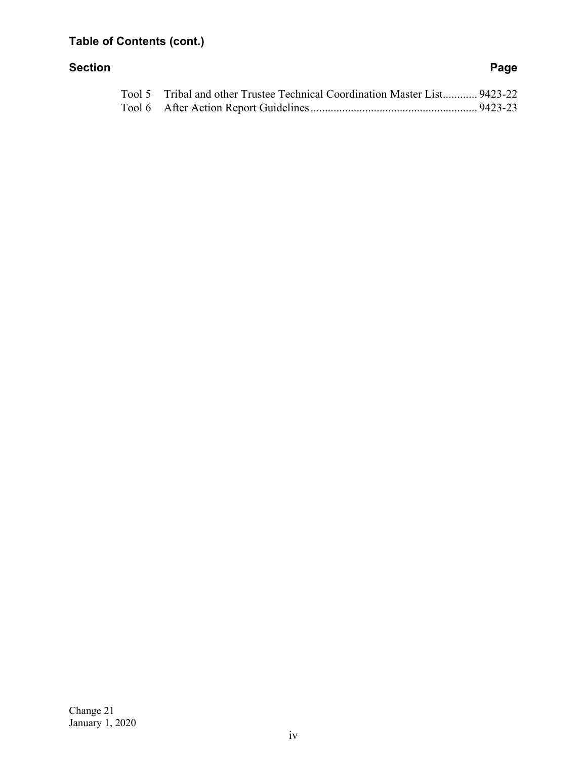**Table of Contents (cont.)**

| Section | | Page |
|---|---|---|
| Tool 5 | Tribal and other Trustee Technical Coordination Master List | 9423-22 |
| Tool 6 | After Action Report Guidelines | 9423-23 |

Change 21
January 1, 2020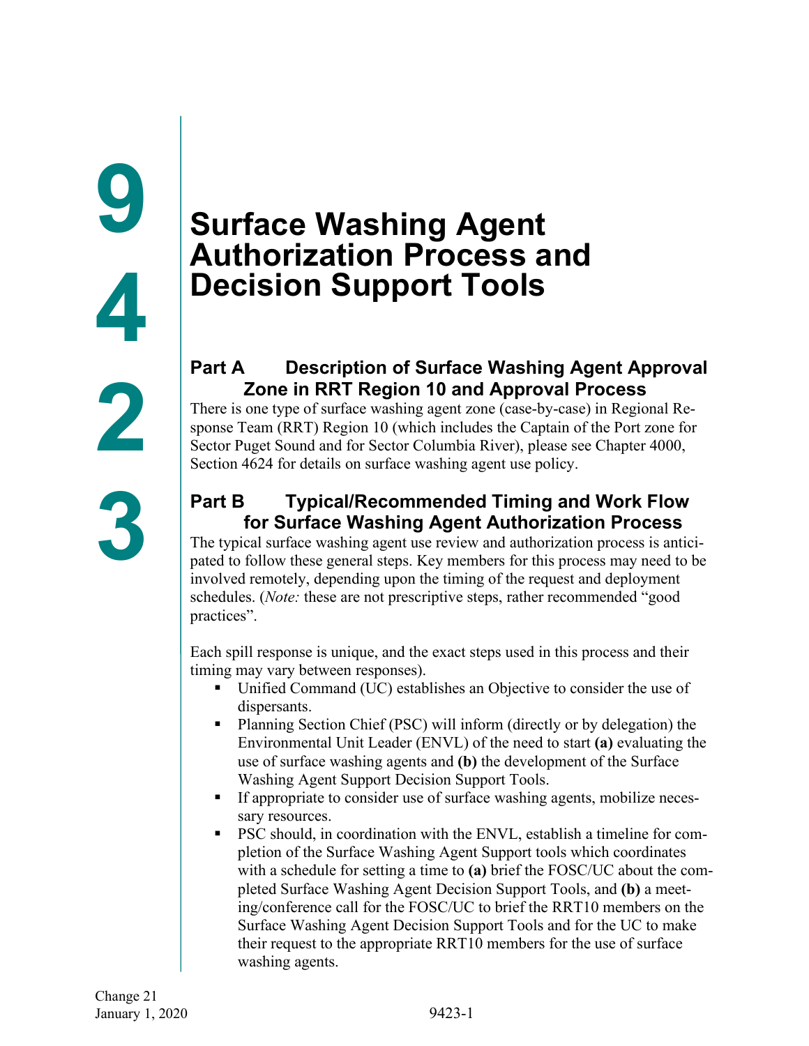# 9423 Surface Washing Agent Authorization Process and Decision Support Tools

## Part A Description of Surface Washing Agent Approval Zone in RRT Region 10 and Approval Process

There is one type of surface washing agent zone (case-by-case) in Regional Response Team (RRT) Region 10 (which includes the Captain of the Port zone for Sector Puget Sound and for Sector Columbia River), please see Chapter 4000, Section 4624 for details on surface washing agent use policy.

## Part B Typical/Recommended Timing and Work Flow for Surface Washing Agent Authorization Process

The typical surface washing agent use review and authorization process is anticipated to follow these general steps. Key members for this process may need to be involved remotely, depending upon the timing of the request and deployment schedules. (*Note:* these are not prescriptive steps, rather recommended "good practices".

Each spill response is unique, and the exact steps used in this process and their timing may vary between responses).

- Unified Command (UC) establishes an Objective to consider the use of dispersants.
- Planning Section Chief (PSC) will inform (directly or by delegation) the Environmental Unit Leader (ENVL) of the need to start **(a)** evaluating the use of surface washing agents and **(b)** the development of the Surface Washing Agent Support Decision Support Tools.
- If appropriate to consider use of surface washing agents, mobilize necessary resources.
- PSC should, in coordination with the ENVL, establish a timeline for completion of the Surface Washing Agent Support tools which coordinates with a schedule for setting a time to **(a)** brief the FOSC/UC about the completed Surface Washing Agent Decision Support Tools, and **(b)** a meeting/conference call for the FOSC/UC to brief the RRT10 members on the Surface Washing Agent Decision Support Tools and for the UC to make their request to the appropriate RRT10 members for the use of surface washing agents.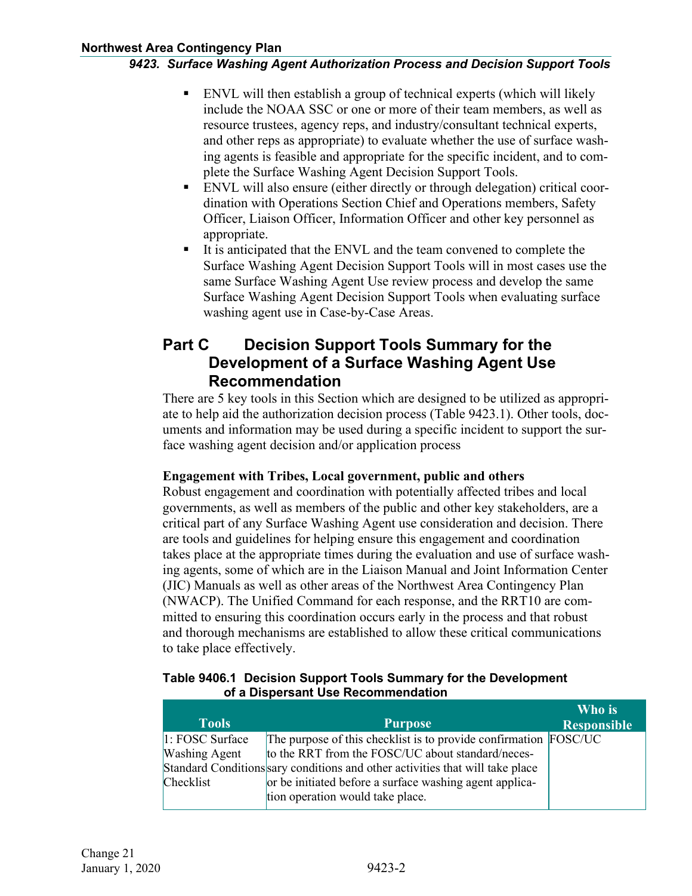- ENVL will then establish a group of technical experts (which will likely include the NOAA SSC or one or more of their team members, as well as resource trustees, agency reps, and industry/consultant technical experts, and other reps as appropriate) to evaluate whether the use of surface washing agents is feasible and appropriate for the specific incident, and to complete the Surface Washing Agent Decision Support Tools.
- ENVL will also ensure (either directly or through delegation) critical coordination with Operations Section Chief and Operations members, Safety Officer, Liaison Officer, Information Officer and other key personnel as appropriate.
- It is anticipated that the ENVL and the team convened to complete the Surface Washing Agent Decision Support Tools will in most cases use the same Surface Washing Agent Use review process and develop the same Surface Washing Agent Decision Support Tools when evaluating surface washing agent use in Case-by-Case Areas.

## Part C Decision Support Tools Summary for the Development of a Surface Washing Agent Use Recommendation

There are 5 key tools in this Section which are designed to be utilized as appropriate to help aid the authorization decision process (Table 9423.1). Other tools, documents and information may be used during a specific incident to support the surface washing agent decision and/or application process

**Engagement with Tribes, Local government, public and others**

Robust engagement and coordination with potentially affected tribes and local governments, as well as members of the public and other key stakeholders, are a critical part of any Surface Washing Agent use consideration and decision. There are tools and guidelines for helping ensure this engagement and coordination takes place at the appropriate times during the evaluation and use of surface washing agents, some of which are in the Liaison Manual and Joint Information Center (JIC) Manuals as well as other areas of the Northwest Area Contingency Plan (NWACP). The Unified Command for each response, and the RRT10 are committed to ensuring this coordination occurs early in the process and that robust and thorough mechanisms are established to allow these critical communications to take place effectively.

**Table 9406.1 Decision Support Tools Summary for the Development of a Dispersant Use Recommendation**

| Tools | Purpose | Who is Responsible |
|---|---|---|
| 1: FOSC Surface Washing Agent Standard Conditions Checklist | The purpose of this checklist is to provide confirmation to the RRT from the FOSC/UC about standard/necessary conditions and other activities that will take place or be initiated before a surface washing agent application operation would take place. | FOSC/UC |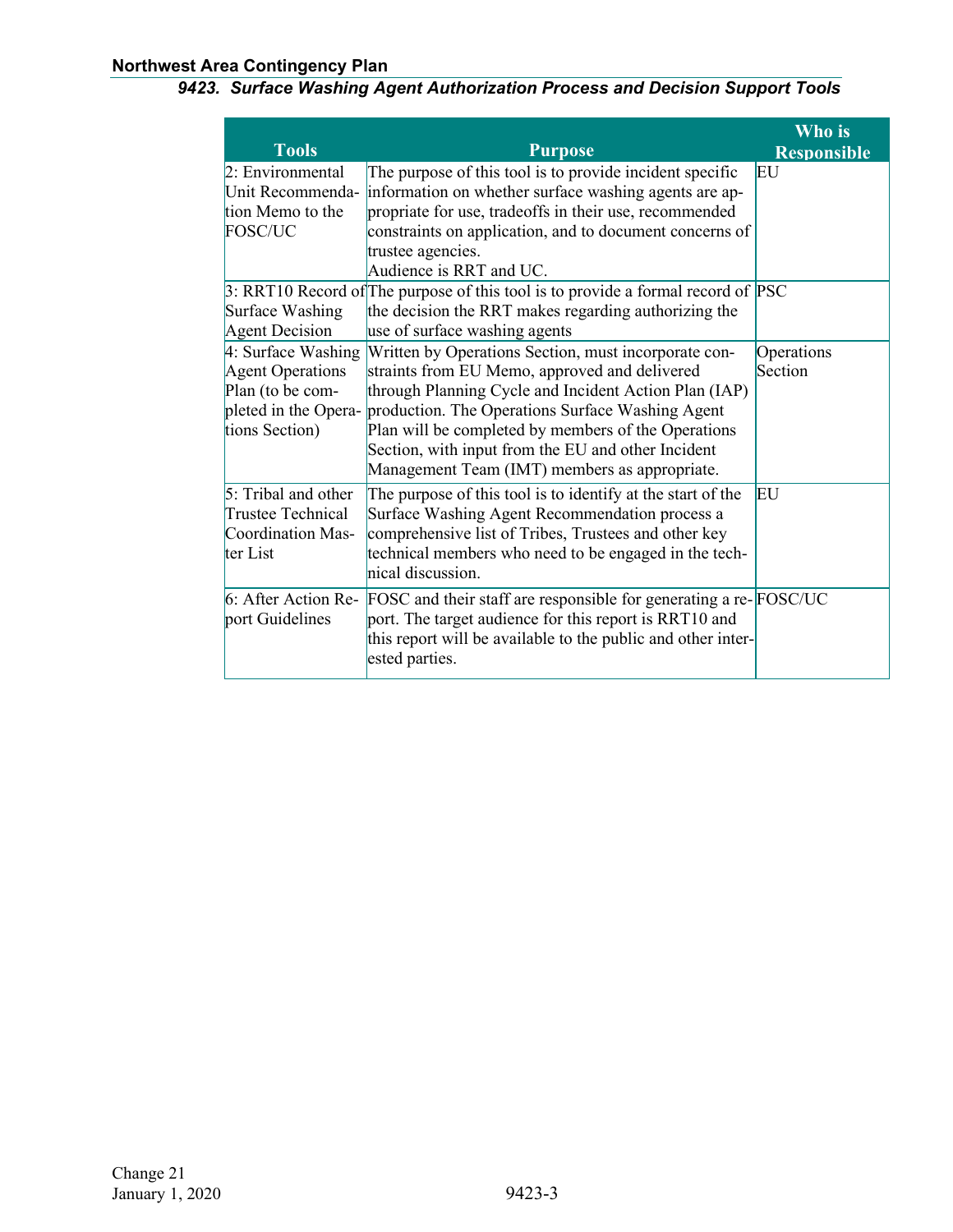| Tools | Purpose | Who is Responsible |
|---|---|---|
| 2: Environmental Unit Recommendation Memo to the FOSC/UC | The purpose of this tool is to provide incident specific information on whether surface washing agents are appropriate for use, tradeoffs in their use, recommended constraints on application, and to document concerns of trustee agencies.<br>Audience is RRT and UC. | EU |
| 3: RRT10 Record of Surface Washing Agent Decision | The purpose of this tool is to provide a formal record of the decision the RRT makes regarding authorizing the use of surface washing agents | PSC |
| 4: Surface Washing Agent Operations Plan (to be completed in the Operations Section) | Written by Operations Section, must incorporate constraints from EU Memo, approved and delivered through Planning Cycle and Incident Action Plan (IAP) production. The Operations Surface Washing Agent Plan will be completed by members of the Operations Section, with input from the EU and other Incident Management Team (IMT) members as appropriate. | Operations Section |
| 5: Tribal and other Trustee Technical Coordination Master List | The purpose of this tool is to identify at the start of the Surface Washing Agent Recommendation process a comprehensive list of Tribes, Trustees and other key technical members who need to be engaged in the technical discussion. | EU |
| 6: After Action Report Guidelines | FOSC and their staff are responsible for generating a report. The target audience for this report is RRT10 and this report will be available to the public and other interested parties. | FOSC/UC |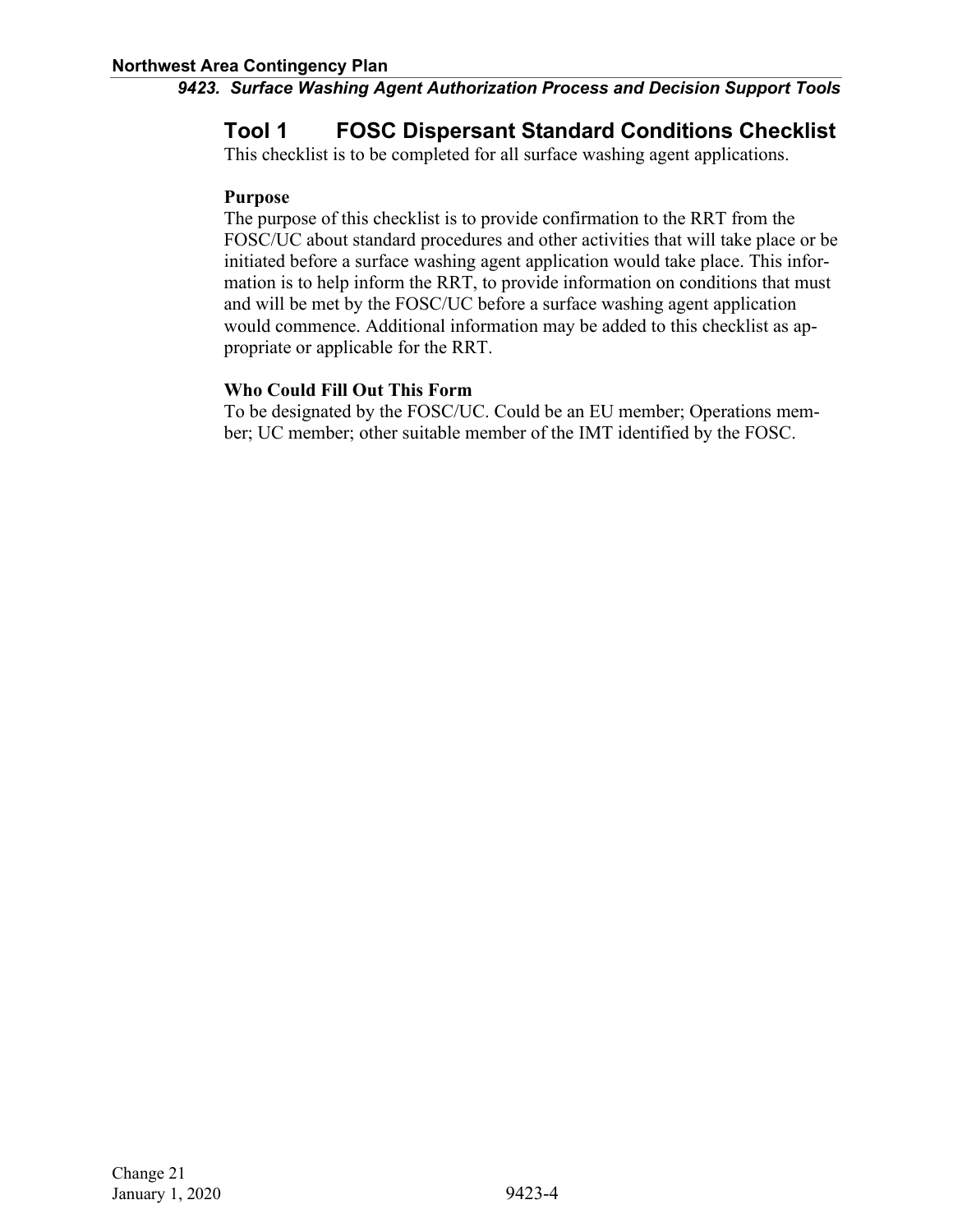## Tool 1 FOSC Dispersant Standard Conditions Checklist

This checklist is to be completed for all surface washing agent applications.

**Purpose**

The purpose of this checklist is to provide confirmation to the RRT from the FOSC/UC about standard procedures and other activities that will take place or be initiated before a surface washing agent application would take place. This information is to help inform the RRT, to provide information on conditions that must and will be met by the FOSC/UC before a surface washing agent application would commence. Additional information may be added to this checklist as appropriate or applicable for the RRT.

**Who Could Fill Out This Form**

To be designated by the FOSC/UC. Could be an EU member; Operations member; UC member; other suitable member of the IMT identified by the FOSC.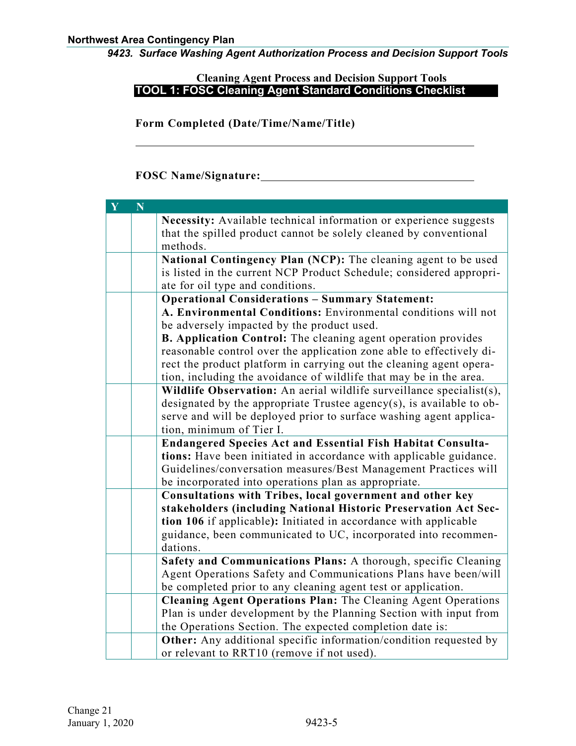**Cleaning Agent Process and Decision Support Tools**

## TOOL 1: FOSC Cleaning Agent Standard Conditions Checklist

**Form Completed (Date/Time/Name/Title)**

\_\_\_\_\_\_\_\_\_\_\_\_\_\_\_\_\_\_\_\_\_\_\_\_\_\_\_\_\_\_\_\_\_\_\_\_\_\_\_\_\_\_\_\_\_\_\_\_

**FOSC Name/Signature:**\_\_\_\_\_\_\_\_\_\_\_\_\_\_\_\_\_\_\_\_\_\_\_\_\_\_\_\_\_\_\_\_

| Y | N | |
|---|---|---|
| | | **Necessity:** Available technical information or experience suggests that the spilled product cannot be solely cleaned by conventional methods. |
| | | **National Contingency Plan (NCP):** The cleaning agent to be used is listed in the current NCP Product Schedule; considered appropriate for oil type and conditions. |
| | | **Operational Considerations – Summary Statement:**<br>**A. Environmental Conditions:** Environmental conditions will not be adversely impacted by the product used.<br>**B. Application Control:** The cleaning agent operation provides reasonable control over the application zone able to effectively direct the product platform in carrying out the cleaning agent operation, including the avoidance of wildlife that may be in the area. |
| | | **Wildlife Observation:** An aerial wildlife surveillance specialist(s), designated by the appropriate Trustee agency(s), is available to observe and will be deployed prior to surface washing agent application, minimum of Tier I. |
| | | **Endangered Species Act and Essential Fish Habitat Consultations:** Have been initiated in accordance with applicable guidance. Guidelines/conversation measures/Best Management Practices will be incorporated into operations plan as appropriate. |
| | | **Consultations with Tribes, local government and other key stakeholders (including National Historic Preservation Act Section 106** if applicable**):** Initiated in accordance with applicable guidance, been communicated to UC, incorporated into recommendations. |
| | | **Safety and Communications Plans:** A thorough, specific Cleaning Agent Operations Safety and Communications Plans have been/will be completed prior to any cleaning agent test or application. |
| | | **Cleaning Agent Operations Plan:** The Cleaning Agent Operations Plan is under development by the Planning Section with input from the Operations Section. The expected completion date is: |
| | | **Other:** Any additional specific information/condition requested by or relevant to RRT10 (remove if not used). |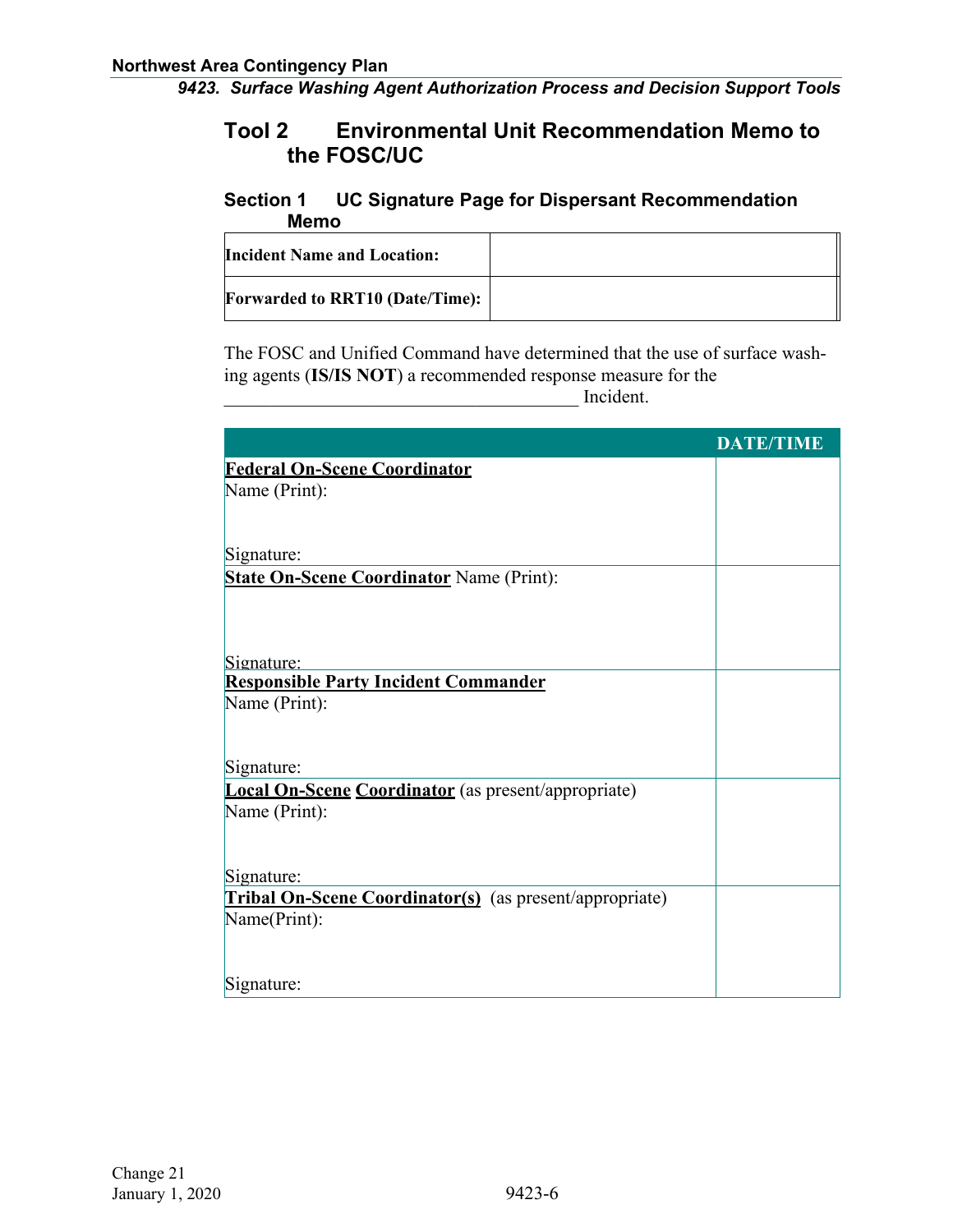## Tool 2 Environmental Unit Recommendation Memo to the FOSC/UC

### Section 1 UC Signature Page for Dispersant Recommendation Memo

| | |
|---|---|
| **Incident Name and Location:** | |
| **Forwarded to RRT10 (Date/Time):** | |

The FOSC and Unified Command have determined that the use of surface washing agents (**IS/IS NOT**) a recommended response measure for the _______________________________________ Incident.

| | DATE/TIME |
|---|---|
| **Federal On-Scene Coordinator**<br>Name (Print):<br><br>Signature: | |
| **State On-Scene Coordinator** Name (Print):<br><br>Signature: | |
| **Responsible Party Incident Commander**<br>Name (Print):<br><br>Signature: | |
| **Local On-Scene Coordinator** (as present/appropriate)<br>Name (Print):<br><br>Signature: | |
| **Tribal On-Scene Coordinator(s)** (as present/appropriate)<br>Name(Print):<br><br>Signature: | |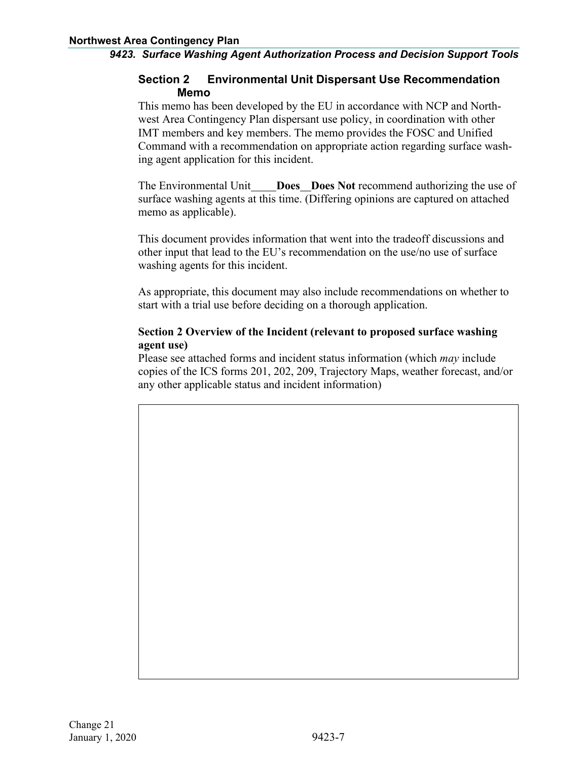## Section 2 Environmental Unit Dispersant Use Recommendation Memo

This memo has been developed by the EU in accordance with NCP and Northwest Area Contingency Plan dispersant use policy, in coordination with other IMT members and key members. The memo provides the FOSC and Unified Command with a recommendation on appropriate action regarding surface washing agent application for this incident.

The Environmental Unit____**Does**__**Does Not** recommend authorizing the use of surface washing agents at this time. (Differing opinions are captured on attached memo as applicable).

This document provides information that went into the tradeoff discussions and other input that lead to the EU's recommendation on the use/no use of surface washing agents for this incident.

As appropriate, this document may also include recommendations on whether to start with a trial use before deciding on a thorough application.

**Section 2 Overview of the Incident (relevant to proposed surface washing agent use)**

Please see attached forms and incident status information (which *may* include copies of the ICS forms 201, 202, 209, Trajectory Maps, weather forecast, and/or any other applicable status and incident information)

| |
|---|
| |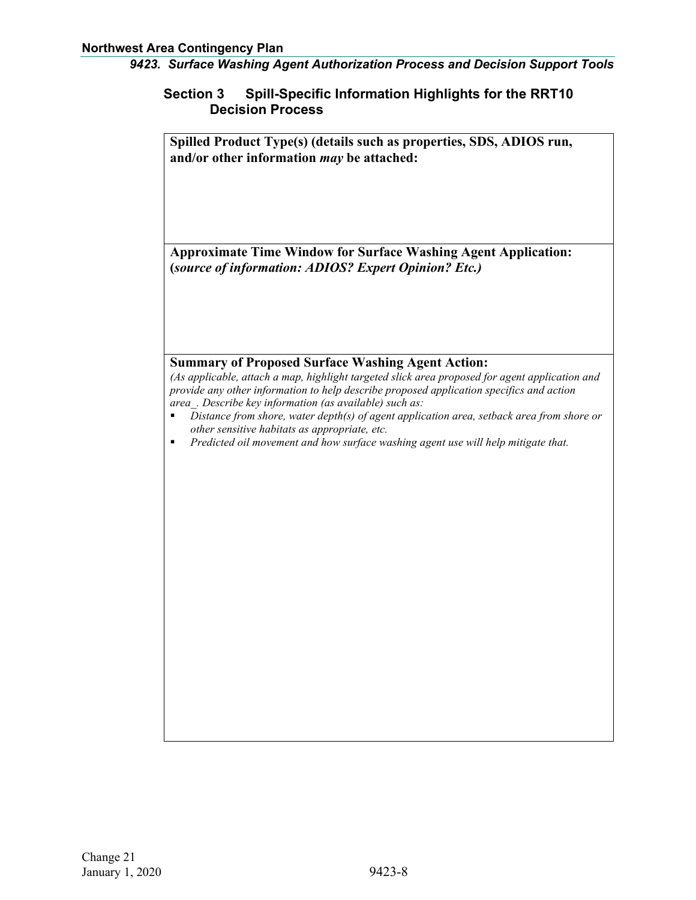## Section 3 Spill-Specific Information Highlights for the RRT10 Decision Process

**Spilled Product Type(s) (details such as properties, SDS, ADIOS run, and/or other information *may* be attached:**

**Approximate Time Window for Surface Washing Agent Application: (*source of information: ADIOS? Expert Opinion? Etc.)***

**Summary of Proposed Surface Washing Agent Action:**

*(As applicable, attach a map, highlight targeted slick area proposed for agent application and provide any other information to help describe proposed application specifics and action area_. Describe key information (as available) such as:*

- *Distance from shore, water depth(s) of agent application area, setback area from shore or other sensitive habitats as appropriate, etc.*
- *Predicted oil movement and how surface washing agent use will help mitigate that.*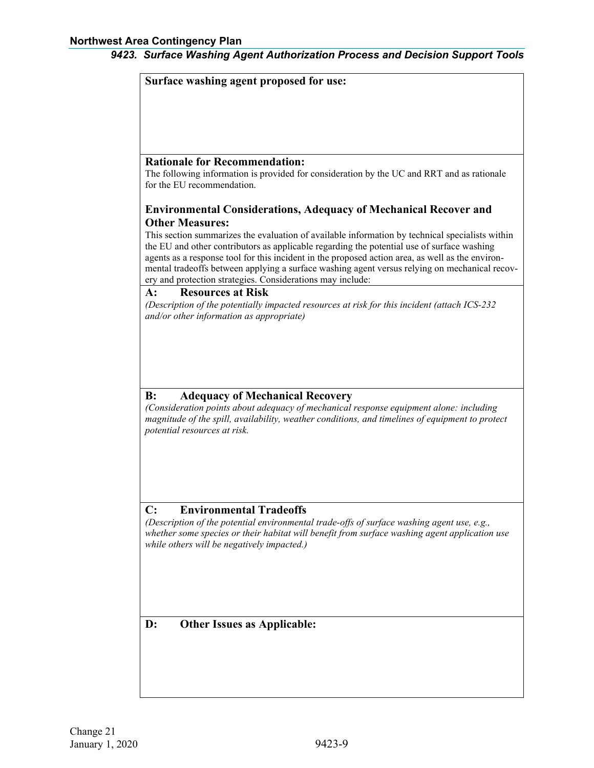**Surface washing agent proposed for use:**

**Rationale for Recommendation:**

The following information is provided for consideration by the UC and RRT and as rationale for the EU recommendation.

**Environmental Considerations, Adequacy of Mechanical Recover and Other Measures:**

This section summarizes the evaluation of available information by technical specialists within the EU and other contributors as applicable regarding the potential use of surface washing agents as a response tool for this incident in the proposed action area, as well as the environmental tradeoffs between applying a surface washing agent versus relying on mechanical recovery and protection strategies. Considerations may include:

**A: Resources at Risk**

*(Description of the potentially impacted resources at risk for this incident (attach ICS-232 and/or other information as appropriate)*

**B: Adequacy of Mechanical Recovery**

*(Consideration points about adequacy of mechanical response equipment alone: including magnitude of the spill, availability, weather conditions, and timelines of equipment to protect potential resources at risk.*

**C: Environmental Tradeoffs**

*(Description of the potential environmental trade-offs of surface washing agent use, e.g., whether some species or their habitat will benefit from surface washing agent application use while others will be negatively impacted.)*

**D: Other Issues as Applicable:**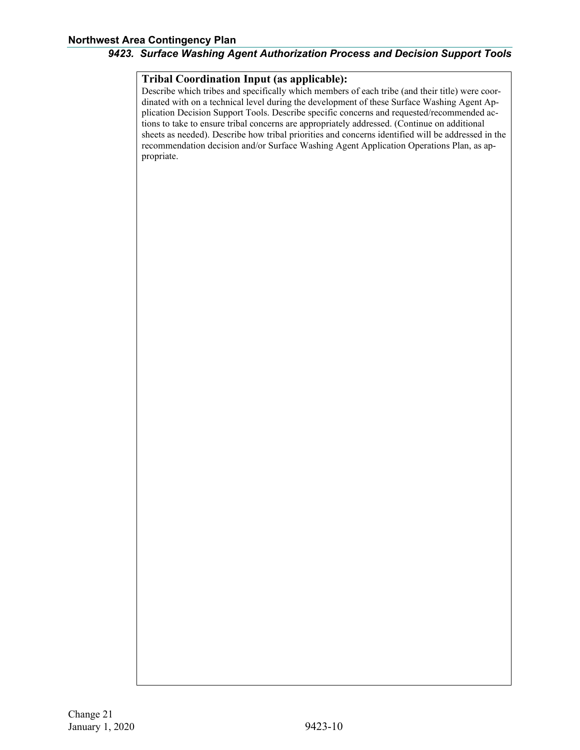**Tribal Coordination Input (as applicable):**

Describe which tribes and specifically which members of each tribe (and their title) were coordinated with on a technical level during the development of these Surface Washing Agent Application Decision Support Tools. Describe specific concerns and requested/recommended actions to take to ensure tribal concerns are appropriately addressed. (Continue on additional sheets as needed). Describe how tribal priorities and concerns identified will be addressed in the recommendation decision and/or Surface Washing Agent Application Operations Plan, as appropriate.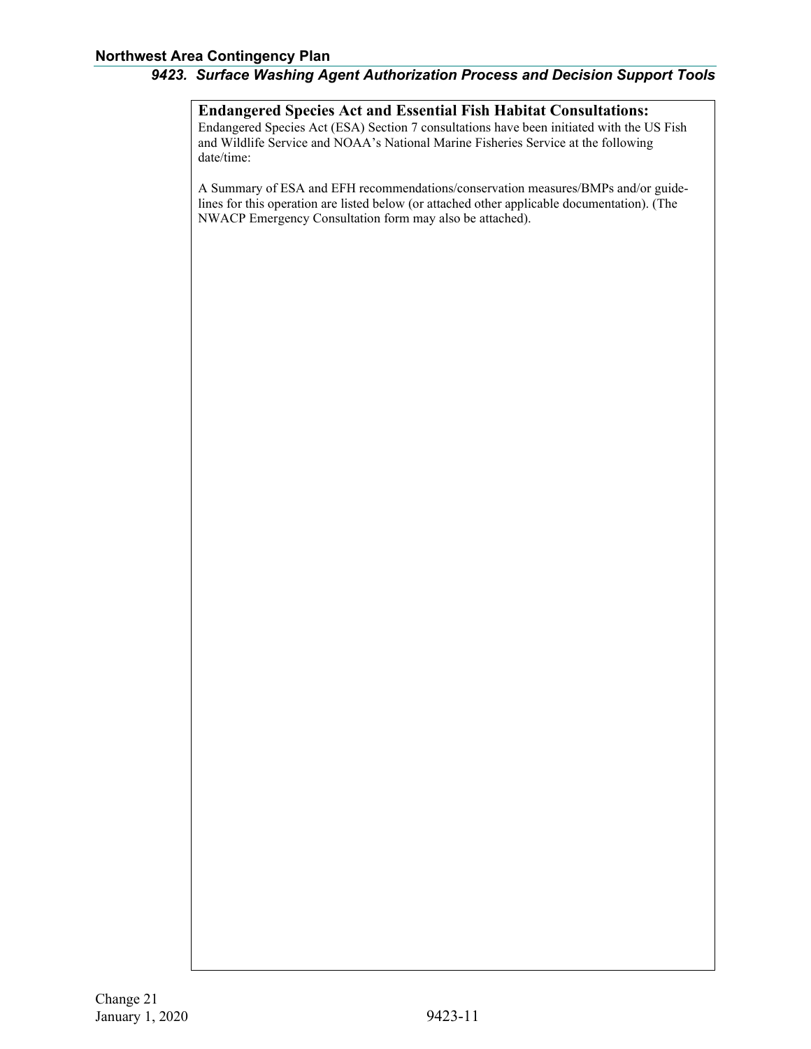**Endangered Species Act and Essential Fish Habitat Consultations:**

Endangered Species Act (ESA) Section 7 consultations have been initiated with the US Fish and Wildlife Service and NOAA's National Marine Fisheries Service at the following date/time:

A Summary of ESA and EFH recommendations/conservation measures/BMPs and/or guidelines for this operation are listed below (or attached other applicable documentation). (The NWACP Emergency Consultation form may also be attached).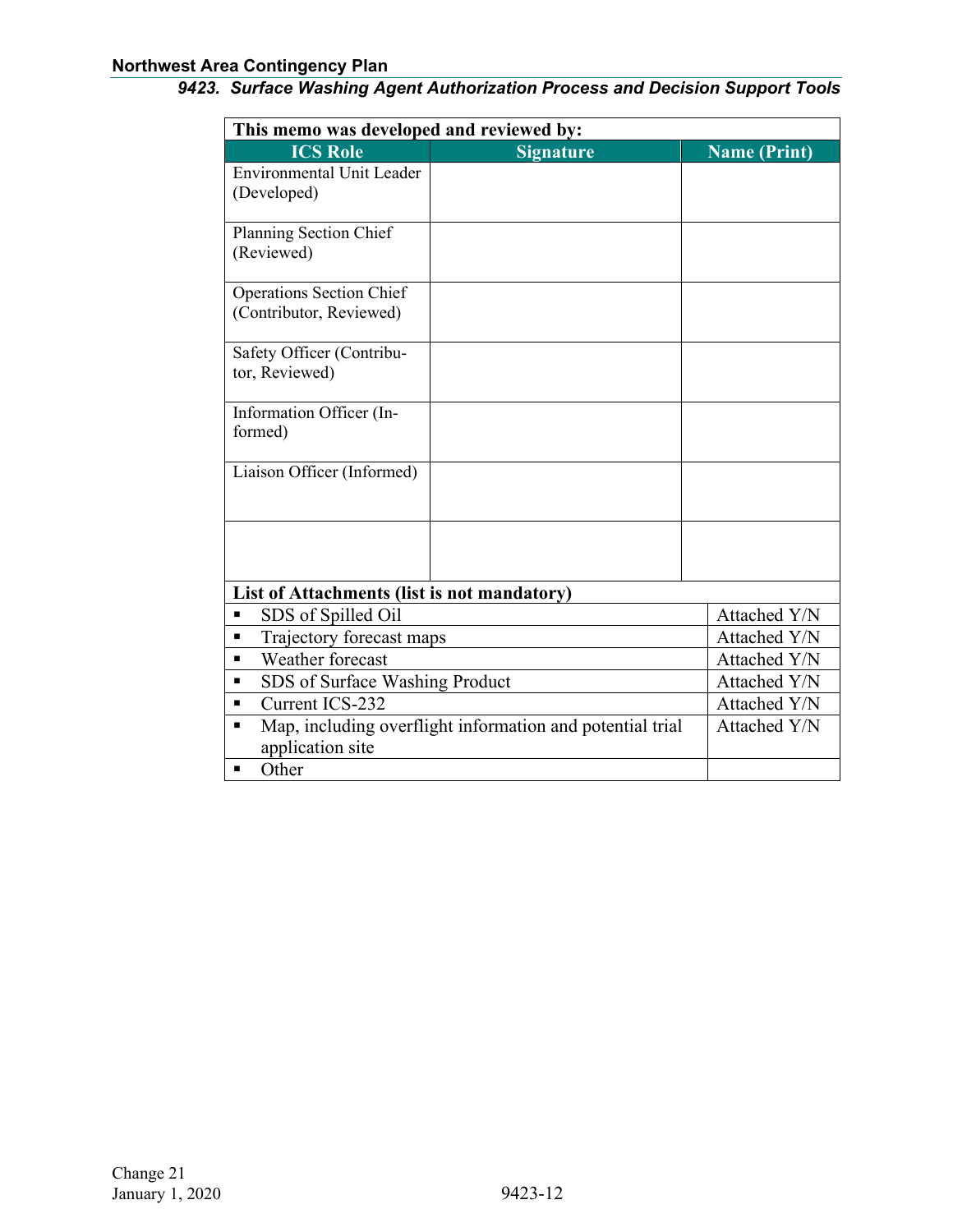| This memo was developed and reviewed by: | | |
|---|---|---|
| **ICS Role** | **Signature** | **Name (Print)** |
| Environmental Unit Leader (Developed) | | |
| Planning Section Chief (Reviewed) | | |
| Operations Section Chief (Contributor, Reviewed) | | |
| Safety Officer (Contributor, Reviewed) | | |
| Information Officer (Informed) | | |
| Liaison Officer (Informed) | | |
| | | |

| List of Attachments (list is not mandatory) | |
|---|---|
| ▪ SDS of Spilled Oil | Attached Y/N |
| ▪ Trajectory forecast maps | Attached Y/N |
| ▪ Weather forecast | Attached Y/N |
| ▪ SDS of Surface Washing Product | Attached Y/N |
| ▪ Current ICS-232 | Attached Y/N |
| ▪ Map, including overflight information and potential trial application site | Attached Y/N |
| ▪ Other | |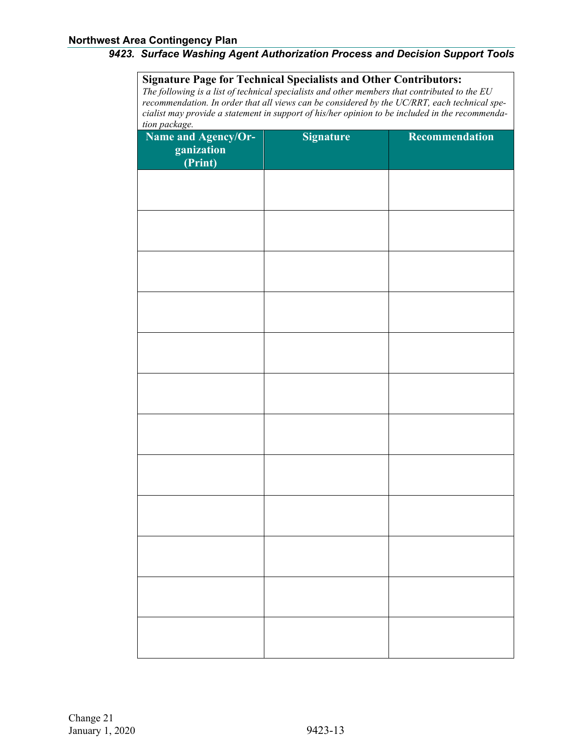**Signature Page for Technical Specialists and Other Contributors:**

*The following is a list of technical specialists and other members that contributed to the EU recommendation. In order that all views can be considered by the UC/RRT, each technical specialist may provide a statement in support of his/her opinion to be included in the recommendation package.*

| Name and Agency/Organization (Print) | Signature | Recommendation |
|---|---|---|
| | | |
| | | |
| | | |
| | | |
| | | |
| | | |
| | | |
| | | |
| | | |
| | | |
| | | |
| | | |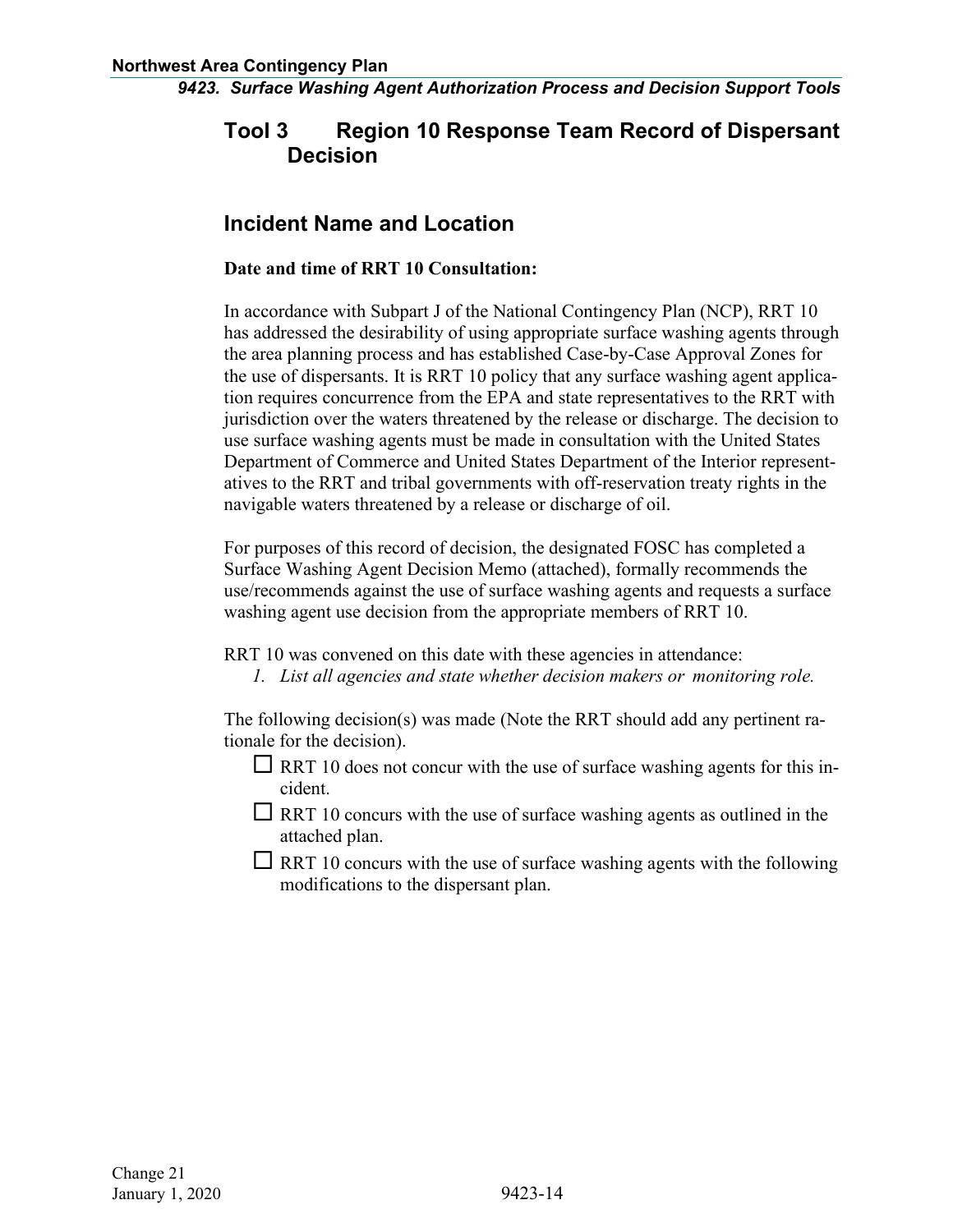## Tool 3 Region 10 Response Team Record of Dispersant Decision

## Incident Name and Location

**Date and time of RRT 10 Consultation:**

In accordance with Subpart J of the National Contingency Plan (NCP), RRT 10 has addressed the desirability of using appropriate surface washing agents through the area planning process and has established Case-by-Case Approval Zones for the use of dispersants. It is RRT 10 policy that any surface washing agent application requires concurrence from the EPA and state representatives to the RRT with jurisdiction over the waters threatened by the release or discharge. The decision to use surface washing agents must be made in consultation with the United States Department of Commerce and United States Department of the Interior representatives to the RRT and tribal governments with off-reservation treaty rights in the navigable waters threatened by a release or discharge of oil.

For purposes of this record of decision, the designated FOSC has completed a Surface Washing Agent Decision Memo (attached), formally recommends the use/recommends against the use of surface washing agents and requests a surface washing agent use decision from the appropriate members of RRT 10.

RRT 10 was convened on this date with these agencies in attendance:

1. *List all agencies and state whether decision makers or monitoring role.*

The following decision(s) was made (Note the RRT should add any pertinent rationale for the decision).

- ☐ RRT 10 does not concur with the use of surface washing agents for this incident.
- ☐ RRT 10 concurs with the use of surface washing agents as outlined in the attached plan.
- ☐ RRT 10 concurs with the use of surface washing agents with the following modifications to the dispersant plan.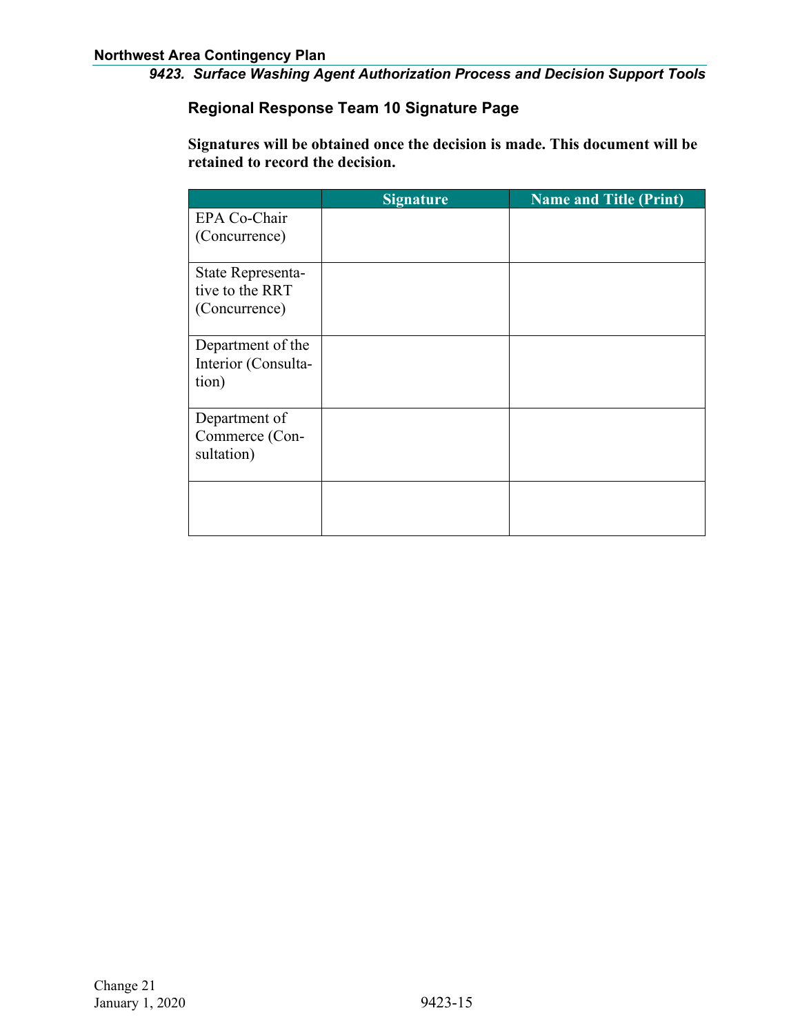## Regional Response Team 10 Signature Page

**Signatures will be obtained once the decision is made. This document will be retained to record the decision.**

| | Signature | Name and Title (Print) |
|---|---|---|
| EPA Co-Chair (Concurrence) | | |
| State Representative to the RRT (Concurrence) | | |
| Department of the Interior (Consultation) | | |
| Department of Commerce (Consultation) | | |
| | | |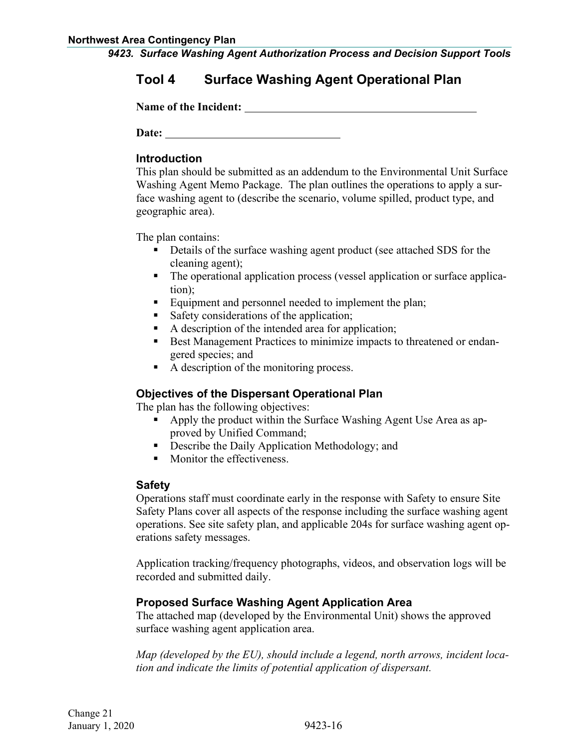## Tool 4 Surface Washing Agent Operational Plan

**Name of the Incident:** ____________________________________________

**Date:** ________________________________

### Introduction

This plan should be submitted as an addendum to the Environmental Unit Surface Washing Agent Memo Package. The plan outlines the operations to apply a surface washing agent to (describe the scenario, volume spilled, product type, and geographic area).

The plan contains:

- Details of the surface washing agent product (see attached SDS for the cleaning agent);
- The operational application process (vessel application or surface application);
- Equipment and personnel needed to implement the plan;
- Safety considerations of the application;
- A description of the intended area for application;
- Best Management Practices to minimize impacts to threatened or endangered species; and
- A description of the monitoring process.

### Objectives of the Dispersant Operational Plan

The plan has the following objectives:

- Apply the product within the Surface Washing Agent Use Area as approved by Unified Command;
- Describe the Daily Application Methodology; and
- Monitor the effectiveness.

### Safety

Operations staff must coordinate early in the response with Safety to ensure Site Safety Plans cover all aspects of the response including the surface washing agent operations. See site safety plan, and applicable 204s for surface washing agent operations safety messages.

Application tracking/frequency photographs, videos, and observation logs will be recorded and submitted daily.

### Proposed Surface Washing Agent Application Area

The attached map (developed by the Environmental Unit) shows the approved surface washing agent application area.

*Map (developed by the EU), should include a legend, north arrows, incident location and indicate the limits of potential application of dispersant.*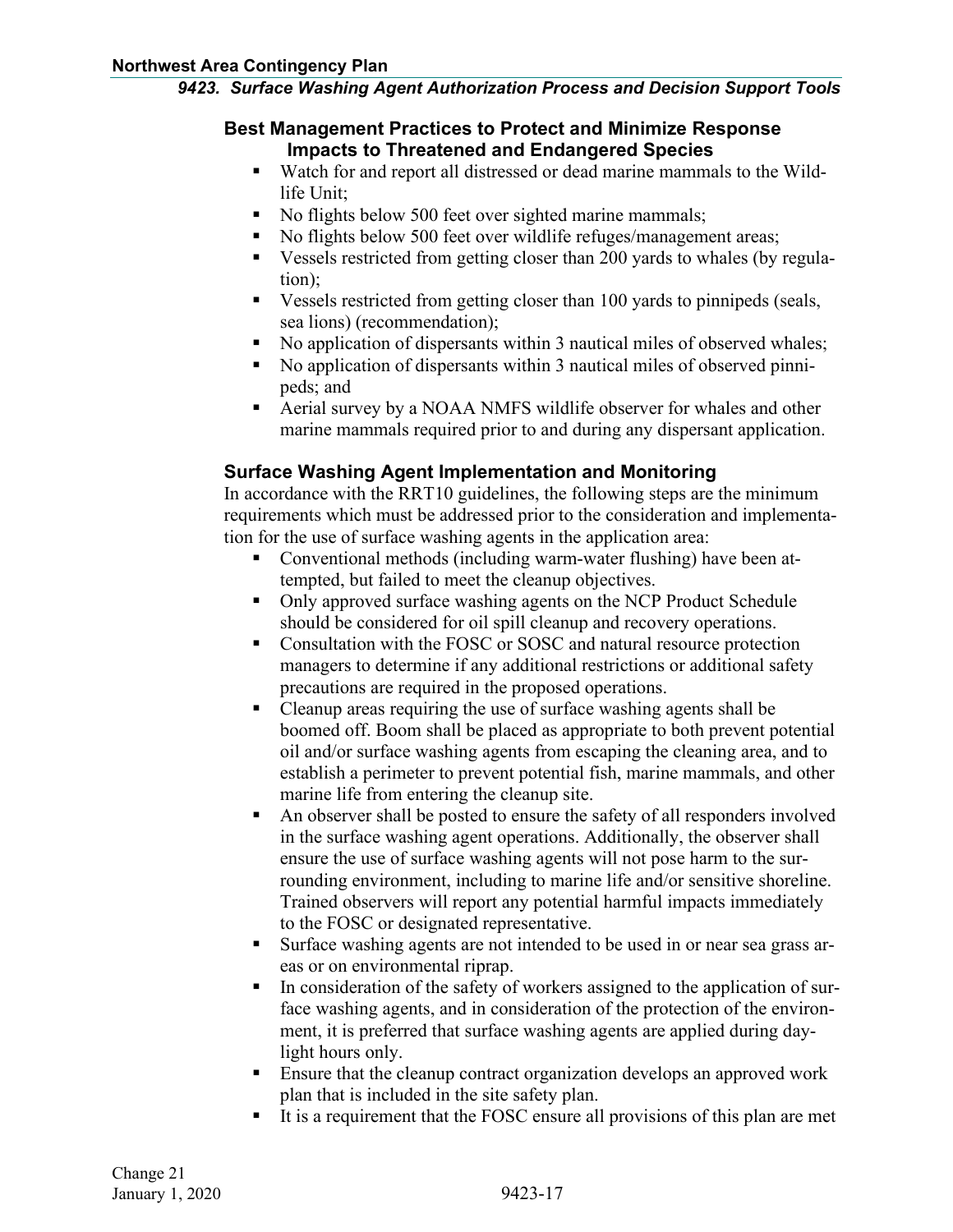### Best Management Practices to Protect and Minimize Response Impacts to Threatened and Endangered Species

- Watch for and report all distressed or dead marine mammals to the Wildlife Unit;
- No flights below 500 feet over sighted marine mammals;
- No flights below 500 feet over wildlife refuges/management areas;
- Vessels restricted from getting closer than 200 yards to whales (by regulation);
- Vessels restricted from getting closer than 100 yards to pinnipeds (seals, sea lions) (recommendation);
- No application of dispersants within 3 nautical miles of observed whales;
- No application of dispersants within 3 nautical miles of observed pinnipeds; and
- Aerial survey by a NOAA NMFS wildlife observer for whales and other marine mammals required prior to and during any dispersant application.

### Surface Washing Agent Implementation and Monitoring

In accordance with the RRT10 guidelines, the following steps are the minimum requirements which must be addressed prior to the consideration and implementation for the use of surface washing agents in the application area:

- Conventional methods (including warm-water flushing) have been attempted, but failed to meet the cleanup objectives.
- Only approved surface washing agents on the NCP Product Schedule should be considered for oil spill cleanup and recovery operations.
- Consultation with the FOSC or SOSC and natural resource protection managers to determine if any additional restrictions or additional safety precautions are required in the proposed operations.
- Cleanup areas requiring the use of surface washing agents shall be boomed off. Boom shall be placed as appropriate to both prevent potential oil and/or surface washing agents from escaping the cleaning area, and to establish a perimeter to prevent potential fish, marine mammals, and other marine life from entering the cleanup site.
- An observer shall be posted to ensure the safety of all responders involved in the surface washing agent operations. Additionally, the observer shall ensure the use of surface washing agents will not pose harm to the surrounding environment, including to marine life and/or sensitive shoreline. Trained observers will report any potential harmful impacts immediately to the FOSC or designated representative.
- Surface washing agents are not intended to be used in or near sea grass areas or on environmental riprap.
- In consideration of the safety of workers assigned to the application of surface washing agents, and in consideration of the protection of the environment, it is preferred that surface washing agents are applied during daylight hours only.
- Ensure that the cleanup contract organization develops an approved work plan that is included in the site safety plan.
- It is a requirement that the FOSC ensure all provisions of this plan are met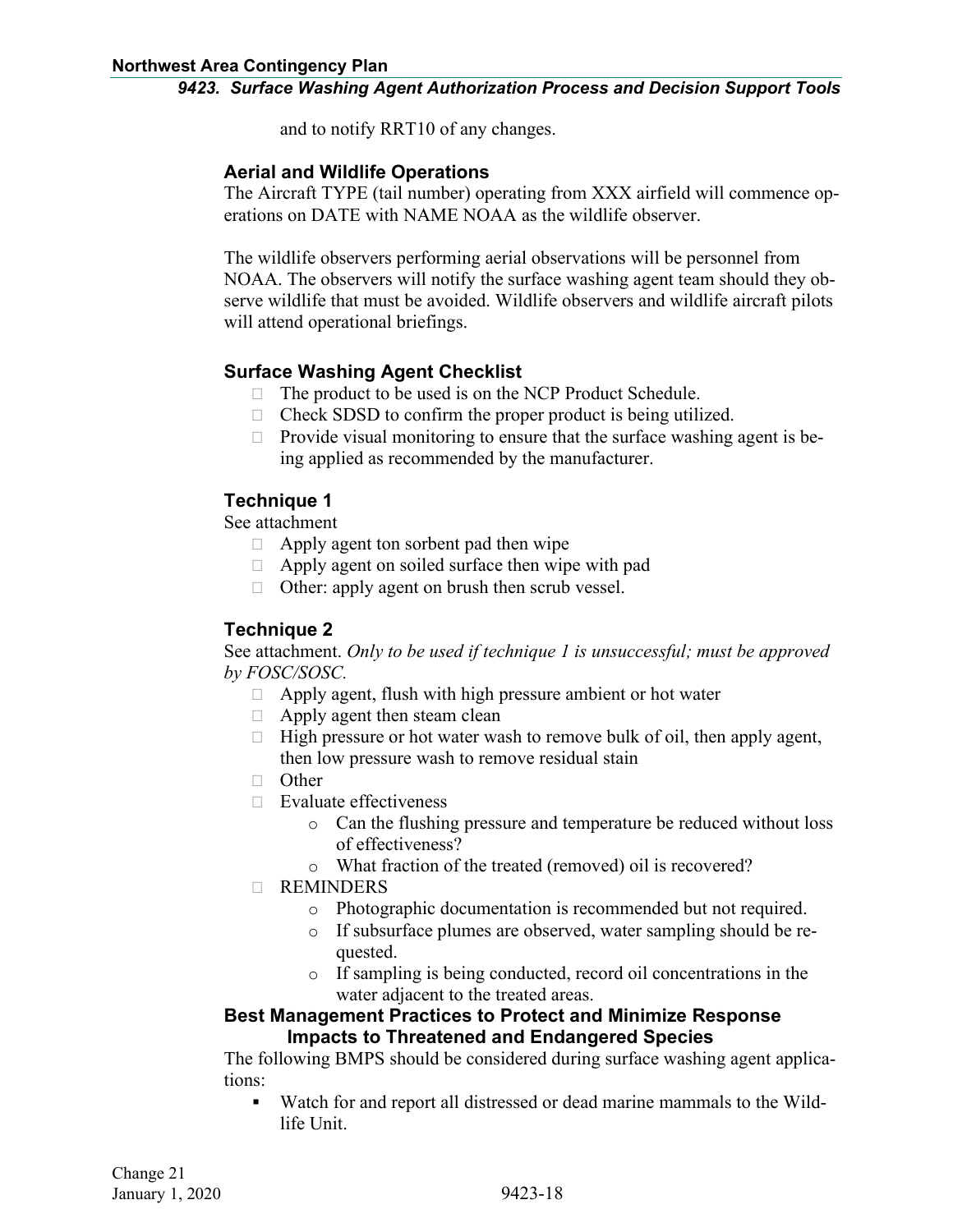and to notify RRT10 of any changes.

### Aerial and Wildlife Operations

The Aircraft TYPE (tail number) operating from XXX airfield will commence operations on DATE with NAME NOAA as the wildlife observer.

The wildlife observers performing aerial observations will be personnel from NOAA. The observers will notify the surface washing agent team should they observe wildlife that must be avoided. Wildlife observers and wildlife aircraft pilots will attend operational briefings.

### Surface Washing Agent Checklist

- ☐ The product to be used is on the NCP Product Schedule.
- ☐ Check SDSD to confirm the proper product is being utilized.
- ☐ Provide visual monitoring to ensure that the surface washing agent is being applied as recommended by the manufacturer.

### Technique 1

See attachment

- ☐ Apply agent ton sorbent pad then wipe
- ☐ Apply agent on soiled surface then wipe with pad
- ☐ Other: apply agent on brush then scrub vessel.

### Technique 2

See attachment. *Only to be used if technique 1 is unsuccessful; must be approved by FOSC/SOSC.*

- ☐ Apply agent, flush with high pressure ambient or hot water
- ☐ Apply agent then steam clean
- ☐ High pressure or hot water wash to remove bulk of oil, then apply agent, then low pressure wash to remove residual stain
- ☐ Other
- ☐ Evaluate effectiveness
    - Can the flushing pressure and temperature be reduced without loss of effectiveness?
    - What fraction of the treated (removed) oil is recovered?
- ☐ REMINDERS
    - Photographic documentation is recommended but not required.
    - If subsurface plumes are observed, water sampling should be requested.
    - If sampling is being conducted, record oil concentrations in the water adjacent to the treated areas.

### Best Management Practices to Protect and Minimize Response Impacts to Threatened and Endangered Species

The following BMPS should be considered during surface washing agent applications:

- Watch for and report all distressed or dead marine mammals to the Wildlife Unit.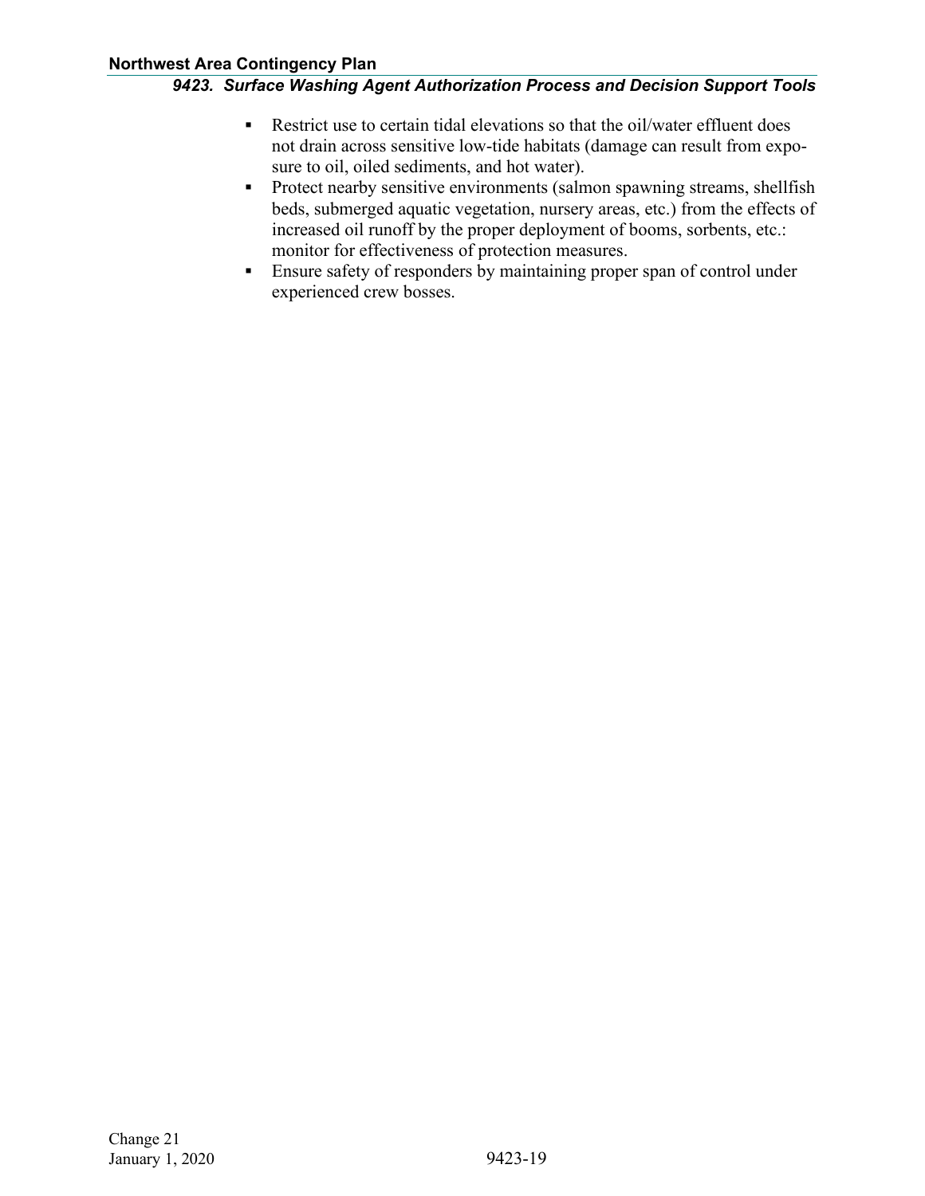- Restrict use to certain tidal elevations so that the oil/water effluent does not drain across sensitive low-tide habitats (damage can result from exposure to oil, oiled sediments, and hot water).
- Protect nearby sensitive environments (salmon spawning streams, shellfish beds, submerged aquatic vegetation, nursery areas, etc.) from the effects of increased oil runoff by the proper deployment of booms, sorbents, etc.: monitor for effectiveness of protection measures.
- Ensure safety of responders by maintaining proper span of control under experienced crew bosses.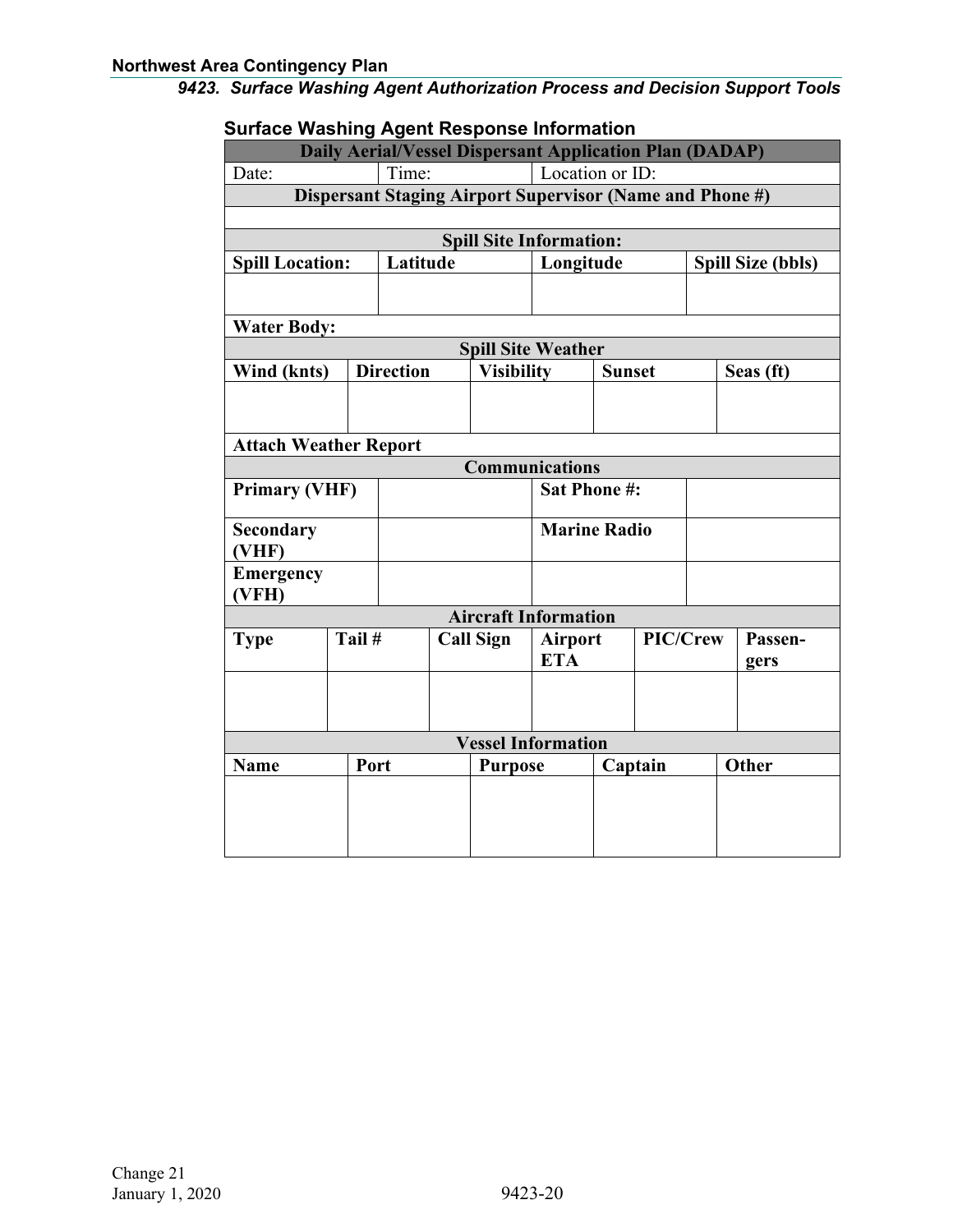## Surface Washing Agent Response Information

| Daily Aerial/Vessel Dispersant Application Plan (DADAP) | | | |
|---|---|---|---|
| Date: | Time: | Location or ID: | |
| **Dispersant Staging Airport Supervisor (Name and Phone #)** | | | |
| | | | |
| **Spill Site Information:** | | | |
| **Spill Location:** | **Latitude** | **Longitude** | **Spill Size (bbls)** |
| | | | |
| **Water Body:** | | | |

| Spill Site Weather | | | | |
|---|---|---|---|---|
| **Wind (knts)** | **Direction** | **Visibility** | **Sunset** | **Seas (ft)** |
| | | | | |
| **Attach Weather Report** | | | | |

| Communications | | | |
|---|---|---|---|
| **Primary (VHF)** | | **Sat Phone #:** | |
| **Secondary (VHF)** | | **Marine Radio** | |
| **Emergency (VFH)** | | | |

| Aircraft Information | | | | | |
|---|---|---|---|---|---|
| **Type** | **Tail #** | **Call Sign** | **Airport ETA** | **PIC/Crew** | **Passen-gers** |
| | | | | | |

| Vessel Information | | | | |
|---|---|---|---|---|
| **Name** | **Port** | **Purpose** | **Captain** | **Other** |
| | | | | |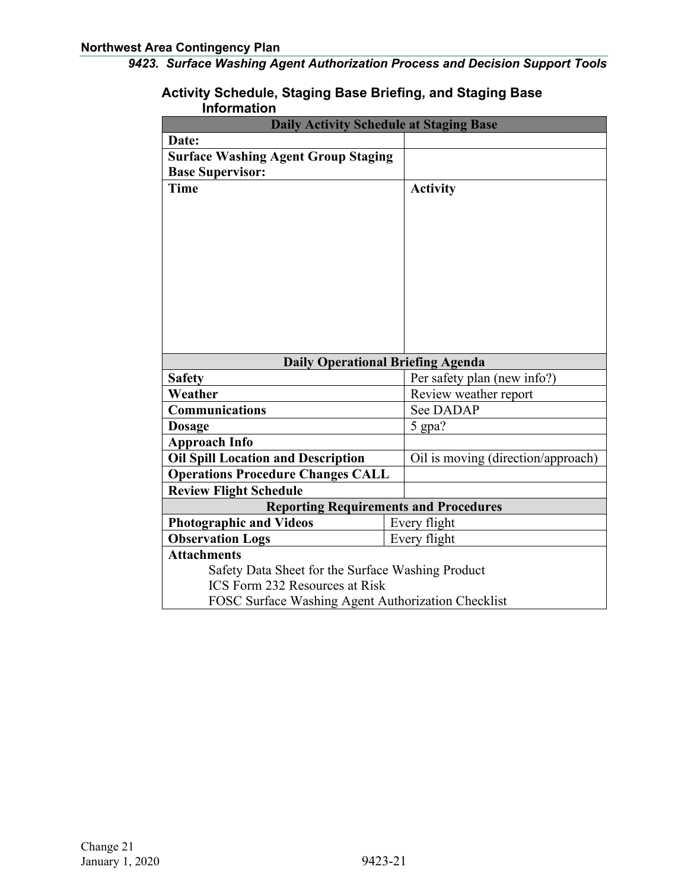## Activity Schedule, Staging Base Briefing, and Staging Base Information

| Daily Activity Schedule at Staging Base | |
|---|---|
| **Date:** | |
| **Surface Washing Agent Group Staging Base Supervisor:** | |
| **Time** | **Activity** |
| **Daily Operational Briefing Agenda** | |
| **Safety** | Per safety plan (new info?) |
| **Weather** | Review weather report |
| **Communications** | See DADAP |
| **Dosage** | 5 gpa? |
| **Approach Info** | |
| **Oil Spill Location and Description** | Oil is moving (direction/approach) |
| **Operations Procedure Changes CALL** | |
| **Review Flight Schedule** | |
| **Reporting Requirements and Procedures** | |
| **Photographic and Videos** | Every flight |
| **Observation Logs** | Every flight |
| **Attachments**<br>Safety Data Sheet for the Surface Washing Product<br>ICS Form 232 Resources at Risk<br>FOSC Surface Washing Agent Authorization Checklist | |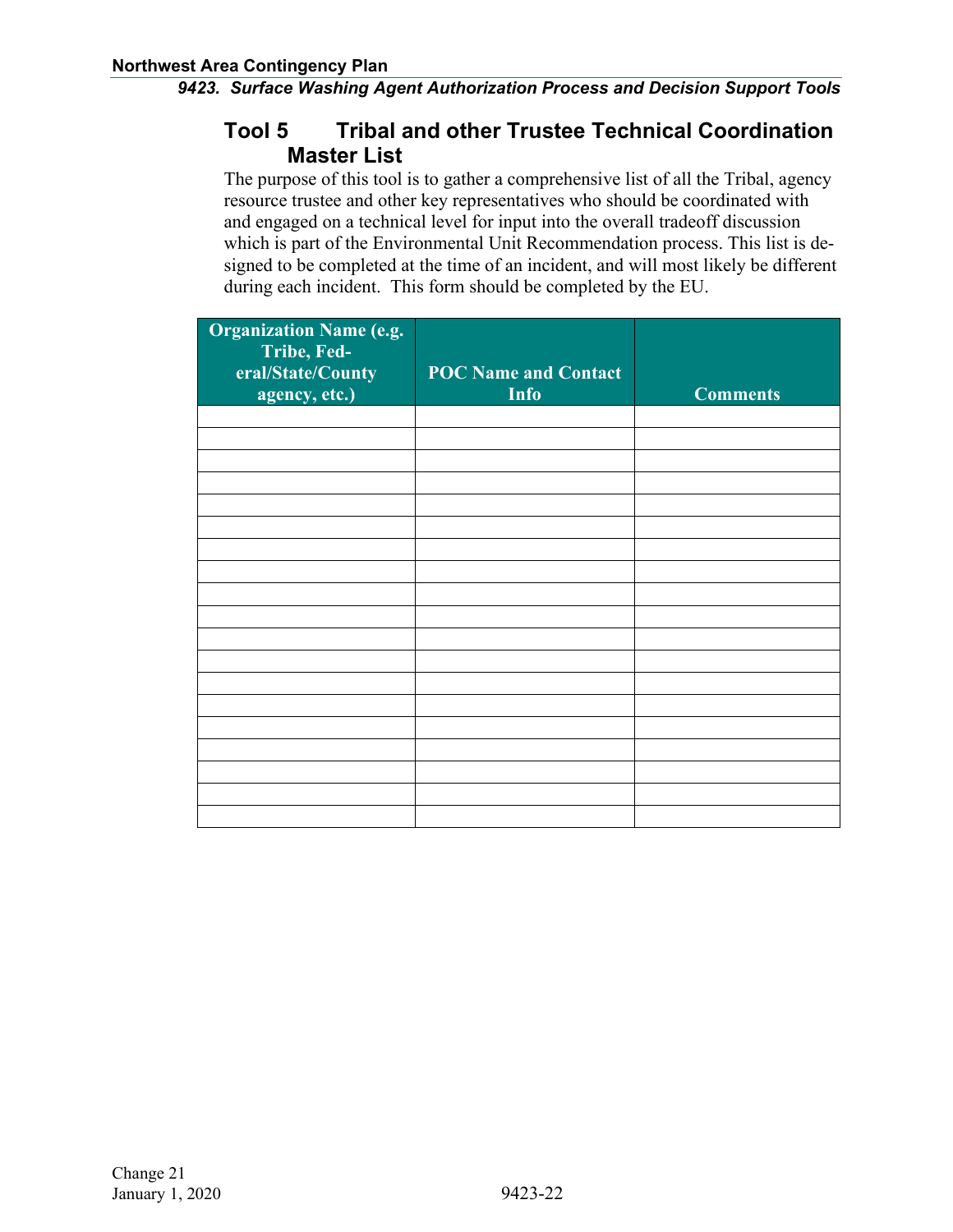## Tool 5 Tribal and other Trustee Technical Coordination Master List

The purpose of this tool is to gather a comprehensive list of all the Tribal, agency resource trustee and other key representatives who should be coordinated with and engaged on a technical level for input into the overall tradeoff discussion which is part of the Environmental Unit Recommendation process. This list is designed to be completed at the time of an incident, and will most likely be different during each incident. This form should be completed by the EU.

| Organization Name (e.g. Tribe, Federal/State/County agency, etc.) | POC Name and Contact Info | Comments |
|---|---|---|
| | | |
| | | |
| | | |
| | | |
| | | |
| | | |
| | | |
| | | |
| | | |
| | | |
| | | |
| | | |
| | | |
| | | |
| | | |
| | | |
| | | |
| | | |
| | | |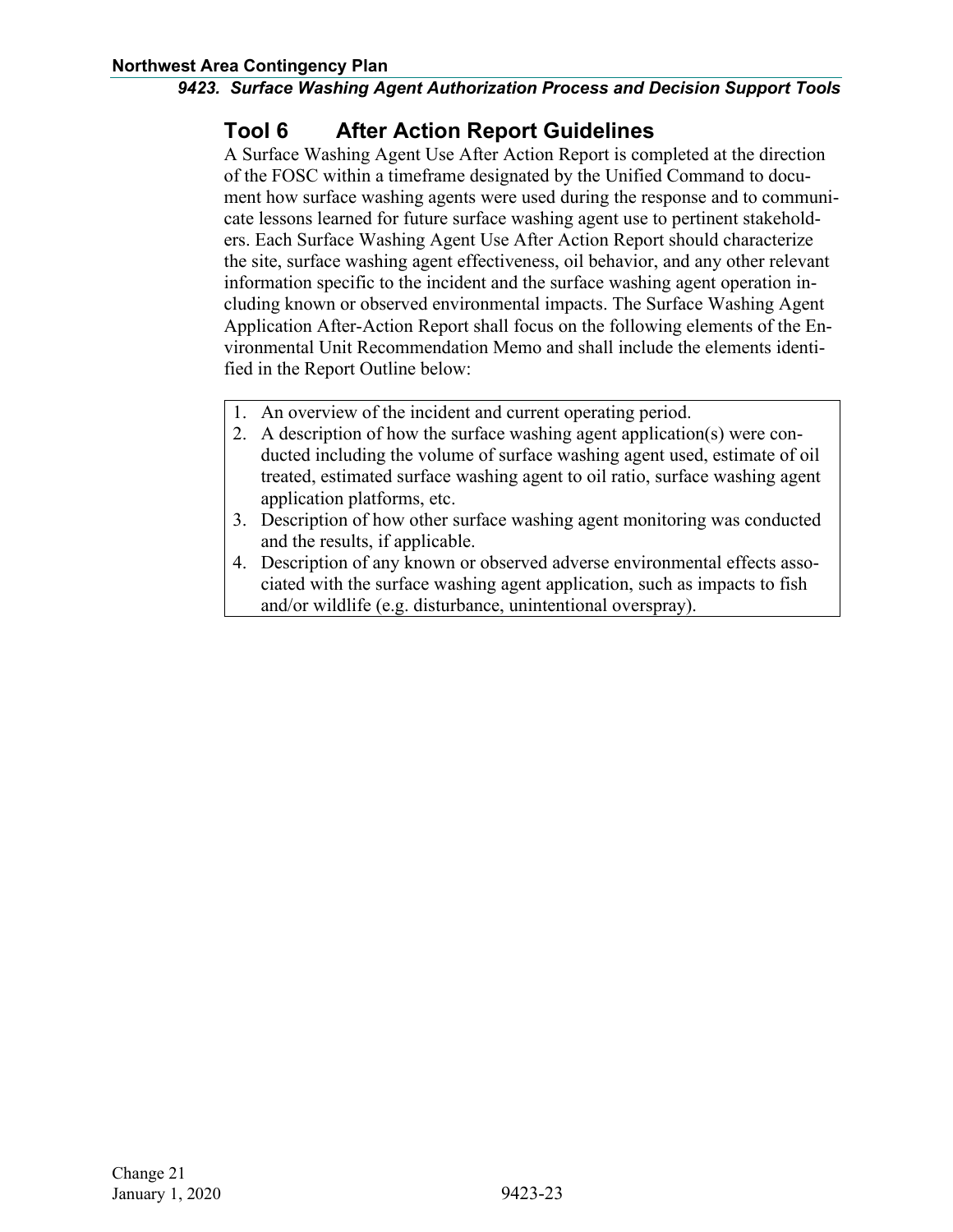## Tool 6 After Action Report Guidelines

A Surface Washing Agent Use After Action Report is completed at the direction of the FOSC within a timeframe designated by the Unified Command to document how surface washing agents were used during the response and to communicate lessons learned for future surface washing agent use to pertinent stakeholders. Each Surface Washing Agent Use After Action Report should characterize the site, surface washing agent effectiveness, oil behavior, and any other relevant information specific to the incident and the surface washing agent operation including known or observed environmental impacts. The Surface Washing Agent Application After-Action Report shall focus on the following elements of the Environmental Unit Recommendation Memo and shall include the elements identified in the Report Outline below:

1. An overview of the incident and current operating period.
2. A description of how the surface washing agent application(s) were conducted including the volume of surface washing agent used, estimate of oil treated, estimated surface washing agent to oil ratio, surface washing agent application platforms, etc.
3. Description of how other surface washing agent monitoring was conducted and the results, if applicable.
4. Description of any known or observed adverse environmental effects associated with the surface washing agent application, such as impacts to fish and/or wildlife (e.g. disturbance, unintentional overspray).